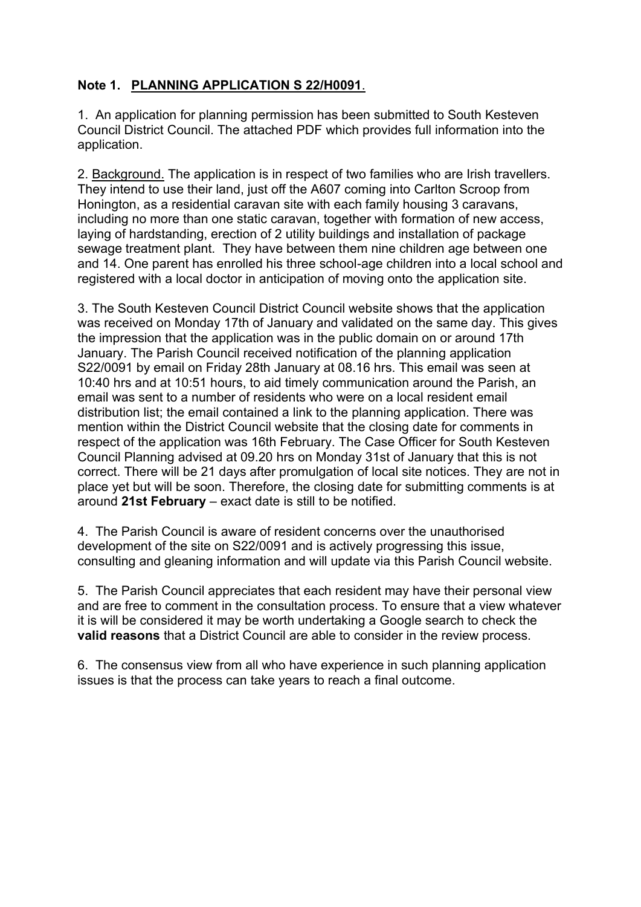**Note 1. <u>PLANNING APPLICATION S 22/H0091</u>.**

1. An application for planning permission has been submitted to South Kesteven Council District Council. The attached PDF which provides full information into the application.

2. <u>Background.</u> The application is in respect of two families who are Irish travellers. They intend to use their land, just off the A607 coming into Carlton Scroop from Honington, as a residential caravan site with each family housing 3 caravans, including no more than one static caravan, together with formation of new access, laying of hardstanding, erection of 2 utility buildings and installation of package sewage treatment plant. They have between them nine children age between one and 14. One parent has enrolled his three school-age children into a local school and registered with a local doctor in anticipation of moving onto the application site.

3. The South Kesteven Council District Council website shows that the application was received on Monday 17th of January and validated on the same day. This gives the impression that the application was in the public domain on or around 17th January. The Parish Council received notification of the planning application S22/0091 by email on Friday 28th January at 08.16 hrs. This email was seen at 10:40 hrs and at 10:51 hours, to aid timely communication around the Parish, an email was sent to a number of residents who were on a local resident email distribution list; the email contained a link to the planning application. There was mention within the District Council website that the closing date for comments in respect of the application was 16th February. The Case Officer for South Kesteven Council Planning advised at 09.20 hrs on Monday 31st of January that this is not correct. There will be 21 days after promulgation of local site notices. They are not in place yet but will be soon. Therefore, the closing date for submitting comments is at around **21st February** – exact date is still to be notified.

4. The Parish Council is aware of resident concerns over the unauthorised development of the site on S22/0091 and is actively progressing this issue, consulting and gleaning information and will update via this Parish Council website.

5. The Parish Council appreciates that each resident may have their personal view and are free to comment in the consultation process. To ensure that a view whatever it is will be considered it may be worth undertaking a Google search to check the **valid reasons** that a District Council are able to consider in the review process.

6. The consensus view from all who have experience in such planning application issues is that the process can take years to reach a final outcome.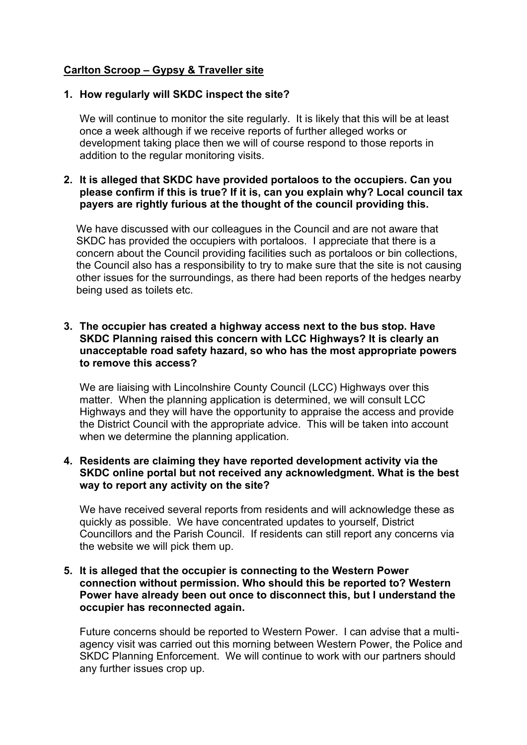**Carlton Scroop – Gypsy & Traveller site**

1. **How regularly will SKDC inspect the site?**

   We will continue to monitor the site regularly. It is likely that this will be at least once a week although if we receive reports of further alleged works or development taking place then we will of course respond to those reports in addition to the regular monitoring visits.

2. **It is alleged that SKDC have provided portaloos to the occupiers. Can you please confirm if this is true? If it is, can you explain why? Local council tax payers are rightly furious at the thought of the council providing this.**

   We have discussed with our colleagues in the Council and are not aware that SKDC has provided the occupiers with portaloos. I appreciate that there is a concern about the Council providing facilities such as portaloos or bin collections, the Council also has a responsibility to try to make sure that the site is not causing other issues for the surroundings, as there had been reports of the hedges nearby being used as toilets etc.

3. **The occupier has created a highway access next to the bus stop. Have SKDC Planning raised this concern with LCC Highways? It is clearly an unacceptable road safety hazard, so who has the most appropriate powers to remove this access?**

   We are liaising with Lincolnshire County Council (LCC) Highways over this matter. When the planning application is determined, we will consult LCC Highways and they will have the opportunity to appraise the access and provide the District Council with the appropriate advice. This will be taken into account when we determine the planning application.

4. **Residents are claiming they have reported development activity via the SKDC online portal but not received any acknowledgment. What is the best way to report any activity on the site?**

   We have received several reports from residents and will acknowledge these as quickly as possible. We have concentrated updates to yourself, District Councillors and the Parish Council. If residents can still report any concerns via the website we will pick them up.

5. **It is alleged that the occupier is connecting to the Western Power connection without permission. Who should this be reported to? Western Power have already been out once to disconnect this, but I understand the occupier has reconnected again.**

   Future concerns should be reported to Western Power. I can advise that a multi-agency visit was carried out this morning between Western Power, the Police and SKDC Planning Enforcement. We will continue to work with our partners should any further issues crop up.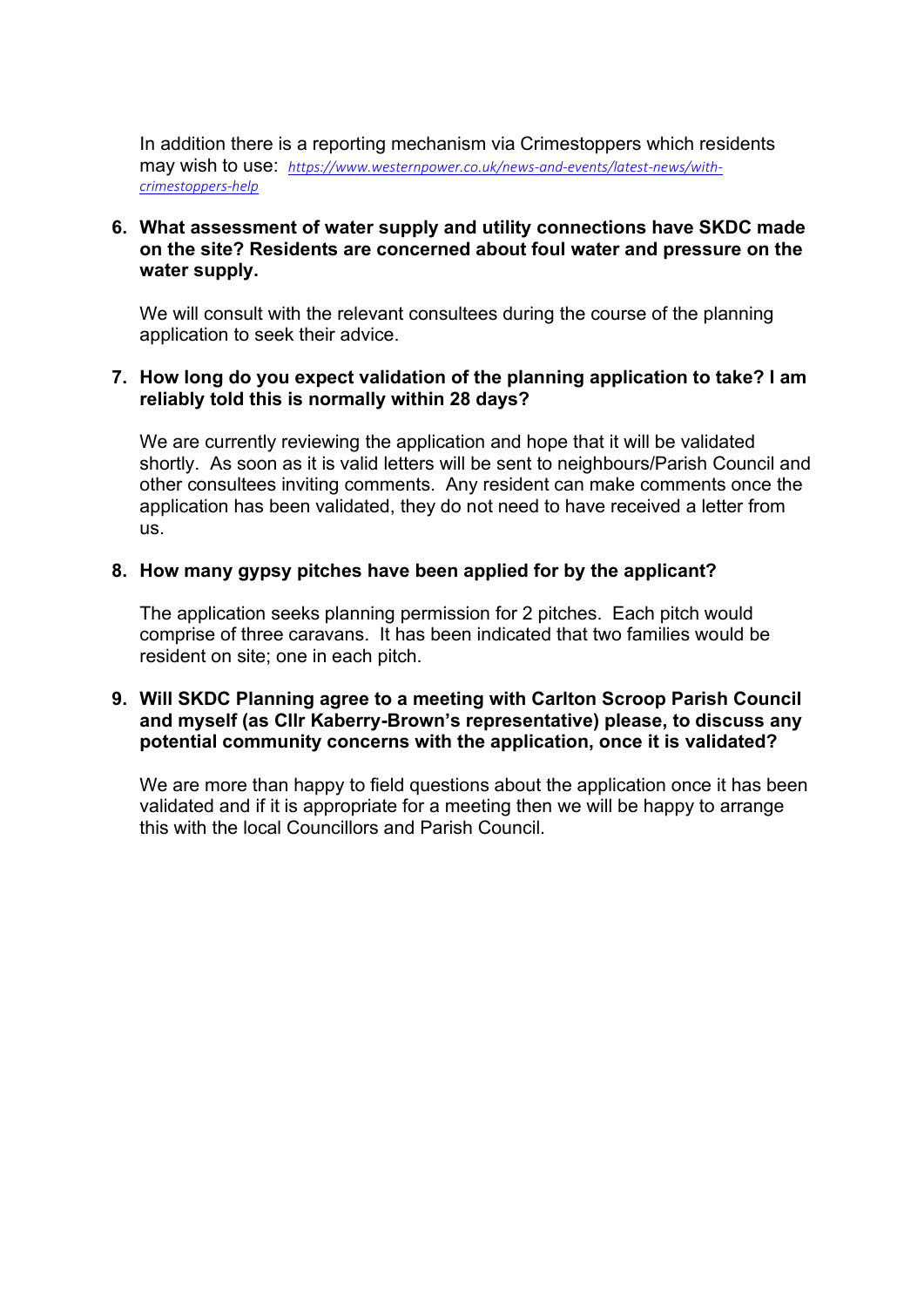In addition there is a reporting mechanism via Crimestoppers which residents may wish to use: *https://www.westernpower.co.uk/news-and-events/latest-news/with-crimestoppers-help*

6. **What assessment of water supply and utility connections have SKDC made on the site? Residents are concerned about foul water and pressure on the water supply.**

   We will consult with the relevant consultees during the course of the planning application to seek their advice.

7. **How long do you expect validation of the planning application to take? I am reliably told this is normally within 28 days?**

   We are currently reviewing the application and hope that it will be validated shortly. As soon as it is valid letters will be sent to neighbours/Parish Council and other consultees inviting comments. Any resident can make comments once the application has been validated, they do not need to have received a letter from us.

8. **How many gypsy pitches have been applied for by the applicant?**

   The application seeks planning permission for 2 pitches. Each pitch would comprise of three caravans. It has been indicated that two families would be resident on site; one in each pitch.

9. **Will SKDC Planning agree to a meeting with Carlton Scroop Parish Council and myself (as Cllr Kaberry-Brown's representative) please, to discuss any potential community concerns with the application, once it is validated?**

   We are more than happy to field questions about the application once it has been validated and if it is appropriate for a meeting then we will be happy to arrange this with the local Councillors and Parish Council.